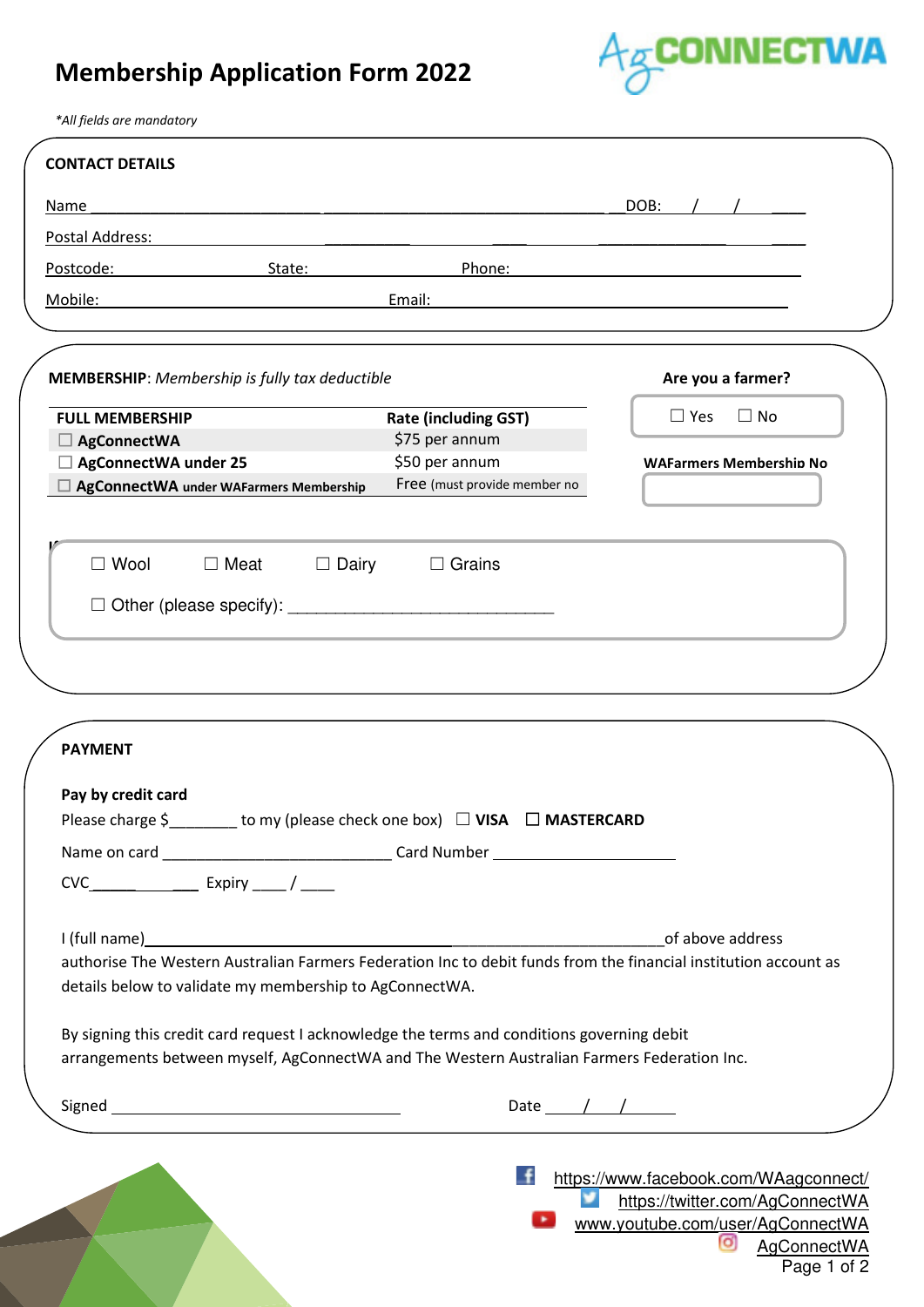# Membership Application Form 2022

*\*All fields are mandatory*

## CONTACT DETAILS

Name ______________________________________________________________ DOB: ___/___/_____

Postal Address: __________________________________________________________________

Postcode: ____________ State: ____________ Phone: ______________________________

Mobile: ______________________________ Email: ________________________________

## MEMBERSHIP: *Membership is fully tax deductible*

| FULL MEMBERSHIP | Rate (including GST) |
|---|---|
| ☐ AgConnectWA | $75 per annum |
| ☐ AgConnectWA under 25 | $50 per annum |
| ☐ AgConnectWA under WAFarmers Membership | Free (must provide member no |

**Are you a farmer?**

☐ Yes ☐ No

**WAFarmers Membership No**

☐ Wool ☐ Meat ☐ Dairy ☐ Grains

☐ Other (please specify): ______________________________

## PAYMENT

**Pay by credit card**

Please charge $________ to my (please check one box) ☐ **VISA** ☐ **MASTERCARD**

Name on card ____________________________ Card Number ______________________

CVC_____________ Expiry ____ / ____

I (full name)__________________________________________________ of above address authorise The Western Australian Farmers Federation Inc to debit funds from the financial institution account as details below to validate my membership to AgConnectWA.

By signing this credit card request I acknowledge the terms and conditions governing debit arrangements between myself, AgConnectWA and The Western Australian Farmers Federation Inc.

Signed ____________________________________ Date ____/____/______

https://www.facebook.com/WAagconnect/

https://twitter.com/AgConnectWA

www.youtube.com/user/AgConnectWA

AgConnectWA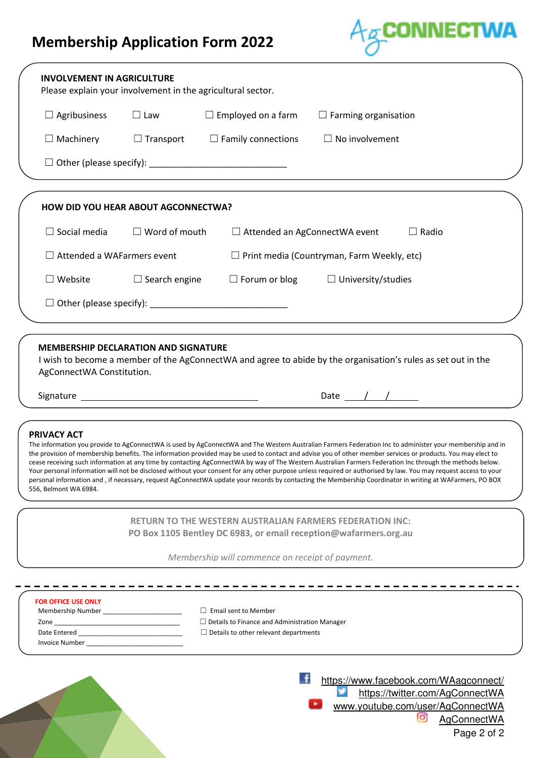# Membership Application Form 2022

**INVOLVEMENT IN AGRICULTURE**

Please explain your involvement in the agricultural sector.

☐ Agribusiness ☐ Law ☐ Employed on a farm ☐ Farming organisation

☐ Machinery ☐ Transport ☐ Family connections ☐ No involvement

☐ Other (please specify): ____________________________

**HOW DID YOU HEAR ABOUT AGCONNECTWA?**

☐ Social media ☐ Word of mouth ☐ Attended an AgConnectWA event ☐ Radio

☐ Attended a WAFarmers event ☐ Print media (Countryman, Farm Weekly, etc)

☐ Website ☐ Search engine ☐ Forum or blog ☐ University/studies

☐ Other (please specify): ____________________________

**MEMBERSHIP DECLARATION AND SIGNATURE**

I wish to become a member of the AgConnectWA and agree to abide by the organisation's rules as set out in the AgConnectWA Constitution.

Signature ____________________________________ Date ____/____/______

**PRIVACY ACT**

The information you provide to AgConnectWA is used by AgConnectWA and The Western Australian Farmers Federation Inc to administer your membership and in the provision of membership benefits. The information provided may be used to contact and advise you of other member services or products. You may elect to cease receiving such information at any time by contacting AgConnectWA by way of The Western Australian Farmers Federation Inc through the methods below. Your personal information will not be disclosed without your consent for any other purpose unless required or authorised by law. You may request access to your personal information and , if necessary, request AgConnectWA update your records by contacting the Membership Coordinator in writing at WAFarmers, PO BOX 556, Belmont WA 6984.

**RETURN TO THE WESTERN AUSTRALIAN FARMERS FEDERATION INC:**
**PO Box 1105 Bentley DC 6983, or email reception@wafarmers.org.au**

*Membership will commence on receipt of payment.*

---

**FOR OFFICE USE ONLY**

Membership Number ______________________

Zone ______________________

Date Entered ______________________

Invoice Number ______________________

☐ Email sent to Member

☐ Details to Finance and Administration Manager

☐ Details to other relevant departments

https://www.facebook.com/WAagconnect/

https://twitter.com/AgConnectWA

www.youtube.com/user/AgConnectWA

AgConnectWA